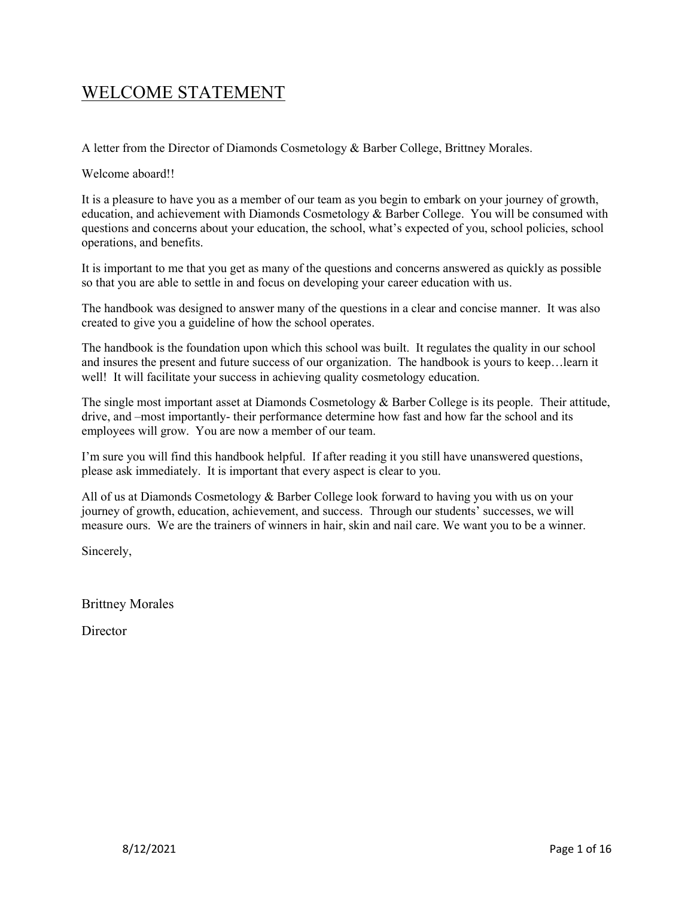# WELCOME STATEMENT

A letter from the Director of Diamonds Cosmetology & Barber College, Brittney Morales.

Welcome aboard!!

It is a pleasure to have you as a member of our team as you begin to embark on your journey of growth, education, and achievement with Diamonds Cosmetology & Barber College. You will be consumed with questions and concerns about your education, the school, what's expected of you, school policies, school operations, and benefits.

It is important to me that you get as many of the questions and concerns answered as quickly as possible so that you are able to settle in and focus on developing your career education with us.

The handbook was designed to answer many of the questions in a clear and concise manner. It was also created to give you a guideline of how the school operates.

The handbook is the foundation upon which this school was built. It regulates the quality in our school and insures the present and future success of our organization. The handbook is yours to keep…learn it well! It will facilitate your success in achieving quality cosmetology education.

The single most important asset at Diamonds Cosmetology & Barber College is its people. Their attitude, drive, and –most importantly- their performance determine how fast and how far the school and its employees will grow. You are now a member of our team.

I'm sure you will find this handbook helpful. If after reading it you still have unanswered questions, please ask immediately. It is important that every aspect is clear to you.

All of us at Diamonds Cosmetology & Barber College look forward to having you with us on your journey of growth, education, achievement, and success. Through our students' successes, we will measure ours. We are the trainers of winners in hair, skin and nail care. We want you to be a winner.

Sincerely,

Brittney Morales

Director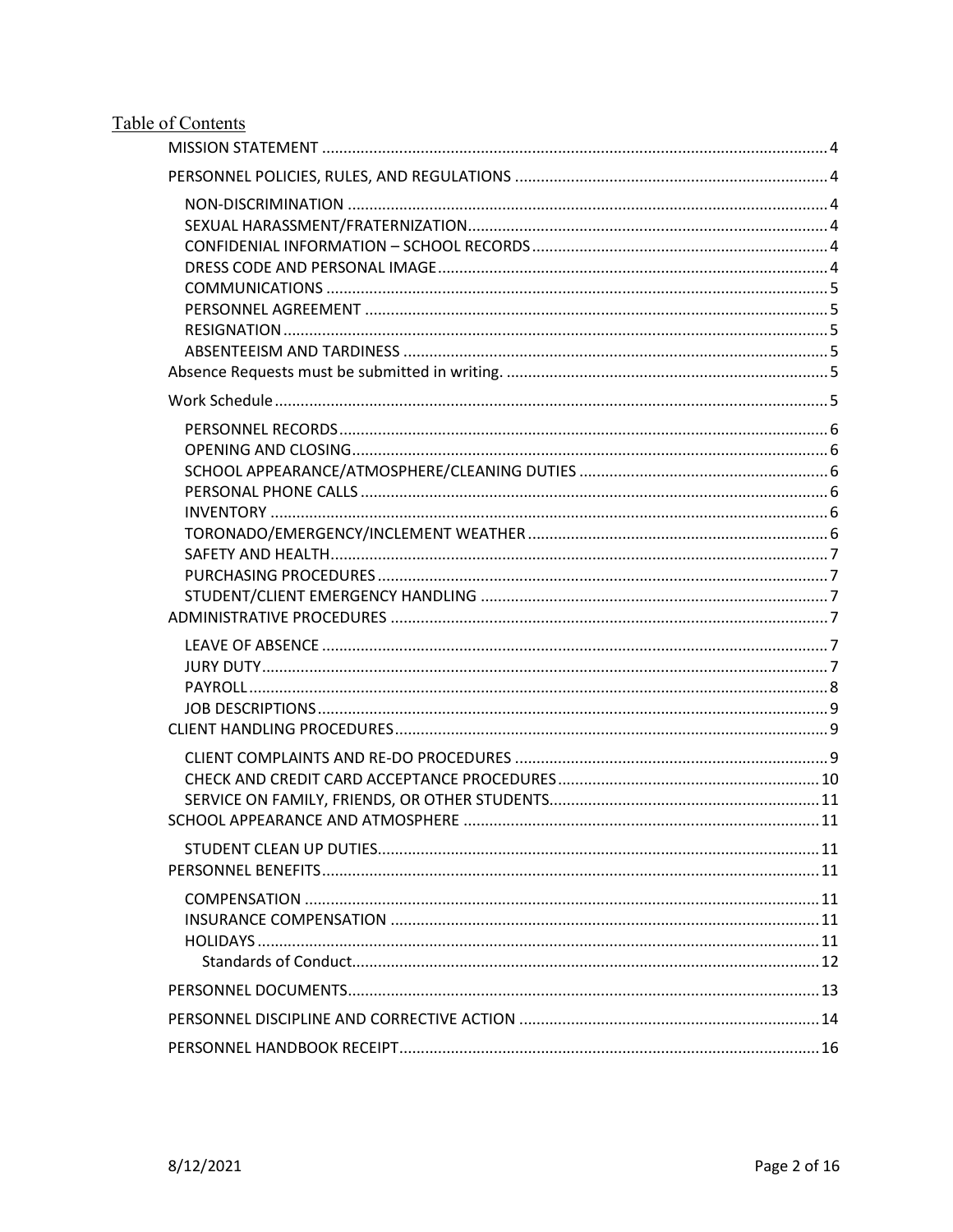## Table of Contents

- MISSION STATEMENT ..... 4
- PERSONNEL POLICIES, RULES, AND REGULATIONS ..... 4
  - NON-DISCRIMINATION ..... 4
  - SEXUAL HARASSMENT/FRATERNIZATION ..... 4
  - CONFIDENIAL INFORMATION – SCHOOL RECORDS ..... 4
  - DRESS CODE AND PERSONAL IMAGE ..... 4
  - COMMUNICATIONS ..... 5
  - PERSONNEL AGREEMENT ..... 5
  - RESIGNATION ..... 5
  - ABSENTEEISM AND TARDINESS ..... 5
- Absence Requests must be submitted in writing. ..... 5
- Work Schedule ..... 5
  - PERSONNEL RECORDS ..... 6
  - OPENING AND CLOSING ..... 6
  - SCHOOL APPEARANCE/ATMOSPHERE/CLEANING DUTIES ..... 6
  - PERSONAL PHONE CALLS ..... 6
  - INVENTORY ..... 6
  - TORONADO/EMERGENCY/INCLEMENT WEATHER ..... 6
  - SAFETY AND HEALTH ..... 7
  - PURCHASING PROCEDURES ..... 7
  - STUDENT/CLIENT EMERGENCY HANDLING ..... 7
- ADMINISTRATIVE PROCEDURES ..... 7
  - LEAVE OF ABSENCE ..... 7
  - JURY DUTY ..... 7
  - PAYROLL ..... 8
  - JOB DESCRIPTIONS ..... 9
- CLIENT HANDLING PROCEDURES ..... 9
  - CLIENT COMPLAINTS AND RE-DO PROCEDURES ..... 9
  - CHECK AND CREDIT CARD ACCEPTANCE PROCEDURES ..... 10
  - SERVICE ON FAMILY, FRIENDS, OR OTHER STUDENTS ..... 11
- SCHOOL APPEARANCE AND ATMOSPHERE ..... 11
  - STUDENT CLEAN UP DUTIES ..... 11
- PERSONNEL BENEFITS ..... 11
  - COMPENSATION ..... 11
  - INSURANCE COMPENSATION ..... 11
  - HOLIDAYS ..... 11
    - Standards of Conduct ..... 12
- PERSONNEL DOCUMENTS ..... 13
- PERSONNEL DISCIPLINE AND CORRECTIVE ACTION ..... 14
- PERSONNEL HANDBOOK RECEIPT ..... 16

8/12/2021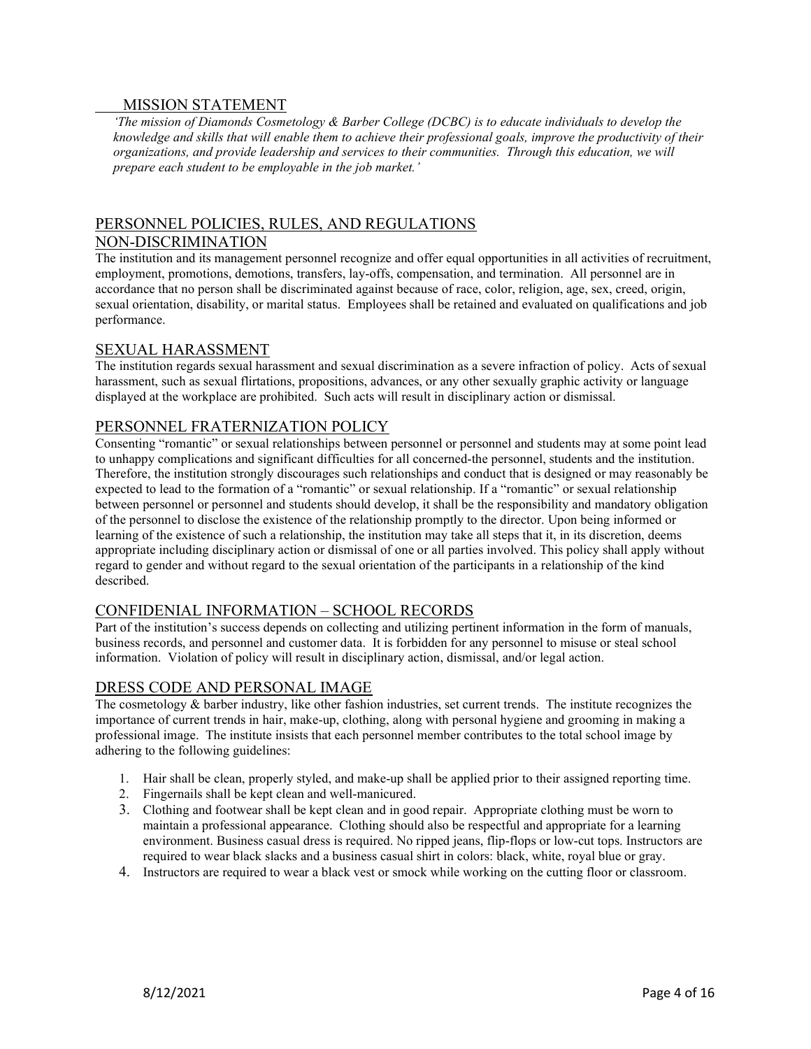## MISSION STATEMENT

*'The mission of Diamonds Cosmetology & Barber College (DCBC) is to educate individuals to develop the knowledge and skills that will enable them to achieve their professional goals, improve the productivity of their organizations, and provide leadership and services to their communities. Through this education, we will prepare each student to be employable in the job market.'*

## PERSONNEL POLICIES, RULES, AND REGULATIONS

### NON-DISCRIMINATION

The institution and its management personnel recognize and offer equal opportunities in all activities of recruitment, employment, promotions, demotions, transfers, lay-offs, compensation, and termination. All personnel are in accordance that no person shall be discriminated against because of race, color, religion, age, sex, creed, origin, sexual orientation, disability, or marital status. Employees shall be retained and evaluated on qualifications and job performance.

### SEXUAL HARASSMENT

The institution regards sexual harassment and sexual discrimination as a severe infraction of policy. Acts of sexual harassment, such as sexual flirtations, propositions, advances, or any other sexually graphic activity or language displayed at the workplace are prohibited. Such acts will result in disciplinary action or dismissal.

### PERSONNEL FRATERNIZATION POLICY

Consenting "romantic" or sexual relationships between personnel or personnel and students may at some point lead to unhappy complications and significant difficulties for all concerned-the personnel, students and the institution. Therefore, the institution strongly discourages such relationships and conduct that is designed or may reasonably be expected to lead to the formation of a "romantic" or sexual relationship. If a "romantic" or sexual relationship between personnel or personnel and students should develop, it shall be the responsibility and mandatory obligation of the personnel to disclose the existence of the relationship promptly to the director. Upon being informed or learning of the existence of such a relationship, the institution may take all steps that it, in its discretion, deems appropriate including disciplinary action or dismissal of one or all parties involved. This policy shall apply without regard to gender and without regard to the sexual orientation of the participants in a relationship of the kind described.

### CONFIDENIAL INFORMATION – SCHOOL RECORDS

Part of the institution's success depends on collecting and utilizing pertinent information in the form of manuals, business records, and personnel and customer data. It is forbidden for any personnel to misuse or steal school information. Violation of policy will result in disciplinary action, dismissal, and/or legal action.

### DRESS CODE AND PERSONAL IMAGE

The cosmetology & barber industry, like other fashion industries, set current trends. The institute recognizes the importance of current trends in hair, make-up, clothing, along with personal hygiene and grooming in making a professional image. The institute insists that each personnel member contributes to the total school image by adhering to the following guidelines:

1. Hair shall be clean, properly styled, and make-up shall be applied prior to their assigned reporting time.
2. Fingernails shall be kept clean and well-manicured.
3. Clothing and footwear shall be kept clean and in good repair. Appropriate clothing must be worn to maintain a professional appearance. Clothing should also be respectful and appropriate for a learning environment. Business casual dress is required. No ripped jeans, flip-flops or low-cut tops. Instructors are required to wear black slacks and a business casual shirt in colors: black, white, royal blue or gray.
4. Instructors are required to wear a black vest or smock while working on the cutting floor or classroom.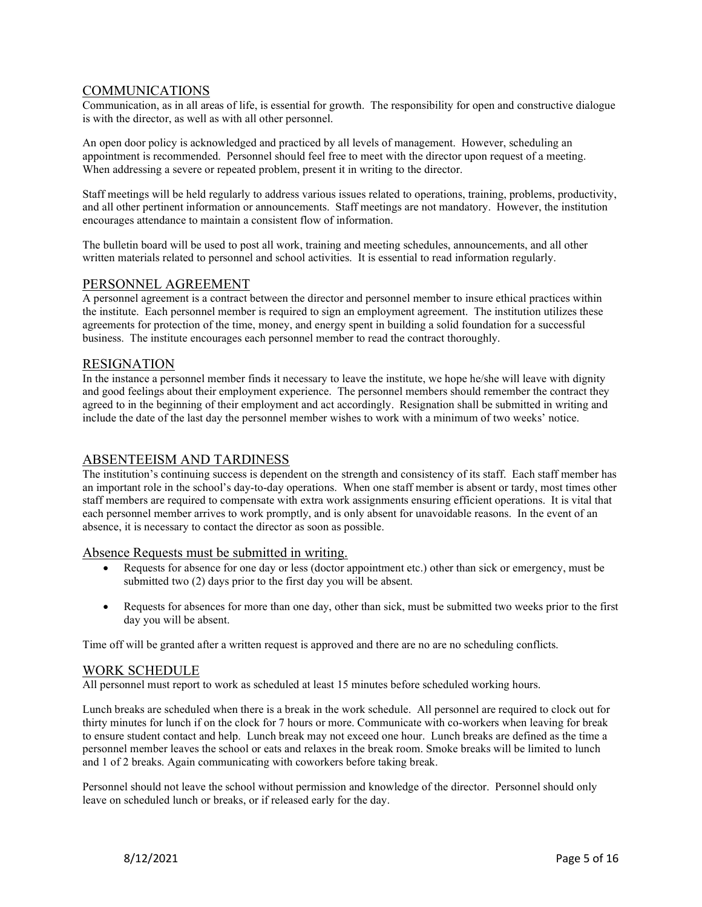## COMMUNICATIONS

Communication, as in all areas of life, is essential for growth. The responsibility for open and constructive dialogue is with the director, as well as with all other personnel.

An open door policy is acknowledged and practiced by all levels of management. However, scheduling an appointment is recommended. Personnel should feel free to meet with the director upon request of a meeting. When addressing a severe or repeated problem, present it in writing to the director.

Staff meetings will be held regularly to address various issues related to operations, training, problems, productivity, and all other pertinent information or announcements. Staff meetings are not mandatory. However, the institution encourages attendance to maintain a consistent flow of information.

The bulletin board will be used to post all work, training and meeting schedules, announcements, and all other written materials related to personnel and school activities. It is essential to read information regularly.

## PERSONNEL AGREEMENT

A personnel agreement is a contract between the director and personnel member to insure ethical practices within the institute. Each personnel member is required to sign an employment agreement. The institution utilizes these agreements for protection of the time, money, and energy spent in building a solid foundation for a successful business. The institute encourages each personnel member to read the contract thoroughly.

## RESIGNATION

In the instance a personnel member finds it necessary to leave the institute, we hope he/she will leave with dignity and good feelings about their employment experience. The personnel members should remember the contract they agreed to in the beginning of their employment and act accordingly. Resignation shall be submitted in writing and include the date of the last day the personnel member wishes to work with a minimum of two weeks' notice.

## ABSENTEEISM AND TARDINESS

The institution's continuing success is dependent on the strength and consistency of its staff. Each staff member has an important role in the school's day-to-day operations. When one staff member is absent or tardy, most times other staff members are required to compensate with extra work assignments ensuring efficient operations. It is vital that each personnel member arrives to work promptly, and is only absent for unavoidable reasons. In the event of an absence, it is necessary to contact the director as soon as possible.

### Absence Requests must be submitted in writing.

- Requests for absence for one day or less (doctor appointment etc.) other than sick or emergency, must be submitted two (2) days prior to the first day you will be absent.
- Requests for absences for more than one day, other than sick, must be submitted two weeks prior to the first day you will be absent.

Time off will be granted after a written request is approved and there are no are no scheduling conflicts.

## WORK SCHEDULE

All personnel must report to work as scheduled at least 15 minutes before scheduled working hours.

Lunch breaks are scheduled when there is a break in the work schedule. All personnel are required to clock out for thirty minutes for lunch if on the clock for 7 hours or more. Communicate with co-workers when leaving for break to ensure student contact and help. Lunch break may not exceed one hour. Lunch breaks are defined as the time a personnel member leaves the school or eats and relaxes in the break room. Smoke breaks will be limited to lunch and 1 of 2 breaks. Again communicating with coworkers before taking break.

Personnel should not leave the school without permission and knowledge of the director. Personnel should only leave on scheduled lunch or breaks, or if released early for the day.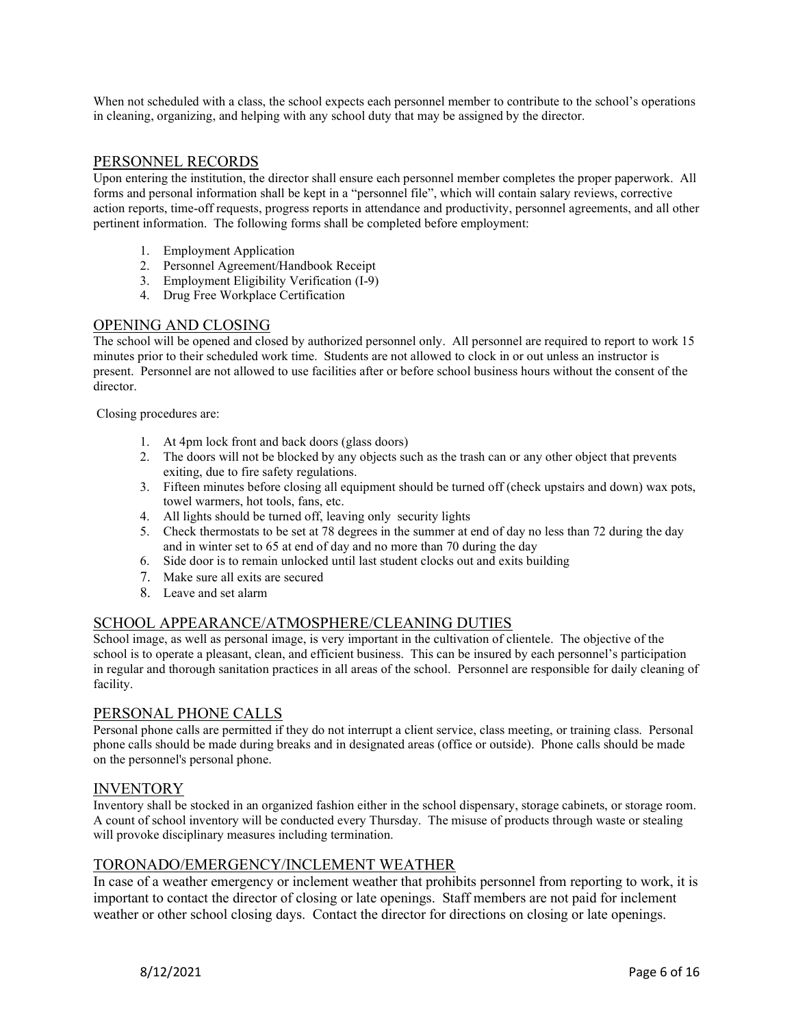When not scheduled with a class, the school expects each personnel member to contribute to the school's operations in cleaning, organizing, and helping with any school duty that may be assigned by the director.

## PERSONNEL RECORDS

Upon entering the institution, the director shall ensure each personnel member completes the proper paperwork. All forms and personal information shall be kept in a "personnel file", which will contain salary reviews, corrective action reports, time-off requests, progress reports in attendance and productivity, personnel agreements, and all other pertinent information. The following forms shall be completed before employment:

1. Employment Application
2. Personnel Agreement/Handbook Receipt
3. Employment Eligibility Verification (I-9)
4. Drug Free Workplace Certification

## OPENING AND CLOSING

The school will be opened and closed by authorized personnel only. All personnel are required to report to work 15 minutes prior to their scheduled work time. Students are not allowed to clock in or out unless an instructor is present. Personnel are not allowed to use facilities after or before school business hours without the consent of the director.

Closing procedures are:

1. At 4pm lock front and back doors (glass doors)
2. The doors will not be blocked by any objects such as the trash can or any other object that prevents exiting, due to fire safety regulations.
3. Fifteen minutes before closing all equipment should be turned off (check upstairs and down) wax pots, towel warmers, hot tools, fans, etc.
4. All lights should be turned off, leaving only security lights
5. Check thermostats to be set at 78 degrees in the summer at end of day no less than 72 during the day and in winter set to 65 at end of day and no more than 70 during the day
6. Side door is to remain unlocked until last student clocks out and exits building
7. Make sure all exits are secured
8. Leave and set alarm

## SCHOOL APPEARANCE/ATMOSPHERE/CLEANING DUTIES

School image, as well as personal image, is very important in the cultivation of clientele. The objective of the school is to operate a pleasant, clean, and efficient business. This can be insured by each personnel's participation in regular and thorough sanitation practices in all areas of the school. Personnel are responsible for daily cleaning of facility.

## PERSONAL PHONE CALLS

Personal phone calls are permitted if they do not interrupt a client service, class meeting, or training class. Personal phone calls should be made during breaks and in designated areas (office or outside). Phone calls should be made on the personnel's personal phone.

## INVENTORY

Inventory shall be stocked in an organized fashion either in the school dispensary, storage cabinets, or storage room. A count of school inventory will be conducted every Thursday. The misuse of products through waste or stealing will provoke disciplinary measures including termination.

## TORONADO/EMERGENCY/INCLEMENT WEATHER

In case of a weather emergency or inclement weather that prohibits personnel from reporting to work, it is important to contact the director of closing or late openings. Staff members are not paid for inclement weather or other school closing days. Contact the director for directions on closing or late openings.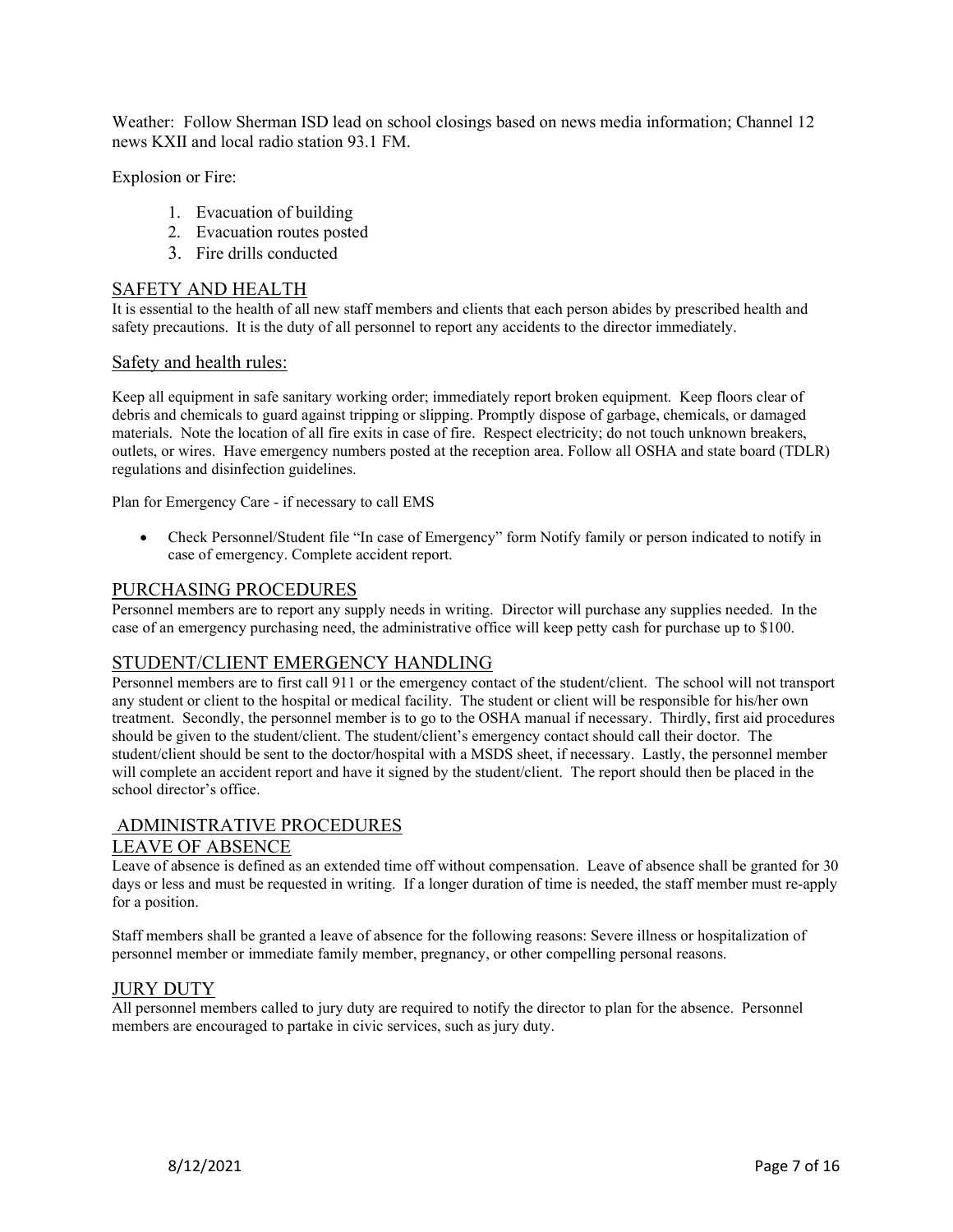Weather: Follow Sherman ISD lead on school closings based on news media information; Channel 12 news KXII and local radio station 93.1 FM.

Explosion or Fire:

1. Evacuation of building
2. Evacuation routes posted
3. Fire drills conducted

## SAFETY AND HEALTH

It is essential to the health of all new staff members and clients that each person abides by prescribed health and safety precautions. It is the duty of all personnel to report any accidents to the director immediately.

### Safety and health rules:

Keep all equipment in safe sanitary working order; immediately report broken equipment. Keep floors clear of debris and chemicals to guard against tripping or slipping. Promptly dispose of garbage, chemicals, or damaged materials. Note the location of all fire exits in case of fire. Respect electricity; do not touch unknown breakers, outlets, or wires. Have emergency numbers posted at the reception area. Follow all OSHA and state board (TDLR) regulations and disinfection guidelines.

Plan for Emergency Care - if necessary to call EMS

- Check Personnel/Student file "In case of Emergency" form Notify family or person indicated to notify in case of emergency. Complete accident report.

## PURCHASING PROCEDURES

Personnel members are to report any supply needs in writing. Director will purchase any supplies needed. In the case of an emergency purchasing need, the administrative office will keep petty cash for purchase up to $100.

## STUDENT/CLIENT EMERGENCY HANDLING

Personnel members are to first call 911 or the emergency contact of the student/client. The school will not transport any student or client to the hospital or medical facility. The student or client will be responsible for his/her own treatment. Secondly, the personnel member is to go to the OSHA manual if necessary. Thirdly, first aid procedures should be given to the student/client. The student/client's emergency contact should call their doctor. The student/client should be sent to the doctor/hospital with a MSDS sheet, if necessary. Lastly, the personnel member will complete an accident report and have it signed by the student/client. The report should then be placed in the school director's office.

## ADMINISTRATIVE PROCEDURES

## LEAVE OF ABSENCE

Leave of absence is defined as an extended time off without compensation. Leave of absence shall be granted for 30 days or less and must be requested in writing. If a longer duration of time is needed, the staff member must re-apply for a position.

Staff members shall be granted a leave of absence for the following reasons: Severe illness or hospitalization of personnel member or immediate family member, pregnancy, or other compelling personal reasons.

## JURY DUTY

All personnel members called to jury duty are required to notify the director to plan for the absence. Personnel members are encouraged to partake in civic services, such as jury duty.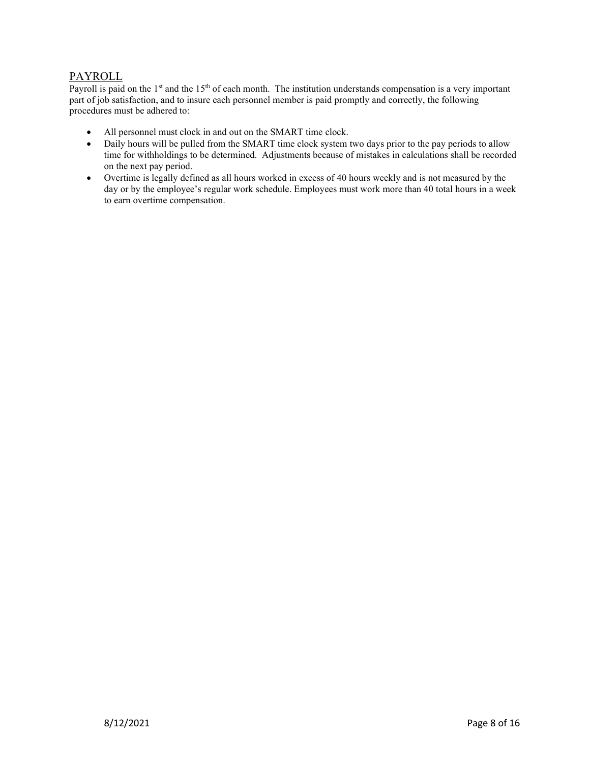## PAYROLL

Payroll is paid on the 1st and the 15th of each month. The institution understands compensation is a very important part of job satisfaction, and to insure each personnel member is paid promptly and correctly, the following procedures must be adhered to:

- All personnel must clock in and out on the SMART time clock.
- Daily hours will be pulled from the SMART time clock system two days prior to the pay periods to allow time for withholdings to be determined. Adjustments because of mistakes in calculations shall be recorded on the next pay period.
- Overtime is legally defined as all hours worked in excess of 40 hours weekly and is not measured by the day or by the employee's regular work schedule. Employees must work more than 40 total hours in a week to earn overtime compensation.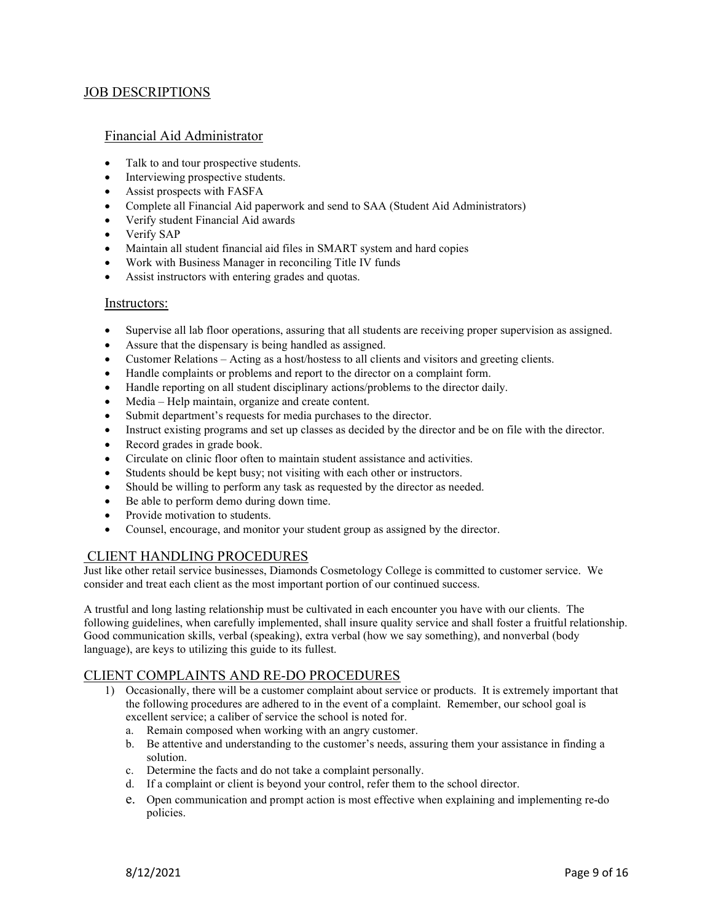## JOB DESCRIPTIONS

### Financial Aid Administrator

- Talk to and tour prospective students.
- Interviewing prospective students.
- Assist prospects with FASFA
- Complete all Financial Aid paperwork and send to SAA (Student Aid Administrators)
- Verify student Financial Aid awards
- Verify SAP
- Maintain all student financial aid files in SMART system and hard copies
- Work with Business Manager in reconciling Title IV funds
- Assist instructors with entering grades and quotas.

### Instructors:

- Supervise all lab floor operations, assuring that all students are receiving proper supervision as assigned.
- Assure that the dispensary is being handled as assigned.
- Customer Relations – Acting as a host/hostess to all clients and visitors and greeting clients.
- Handle complaints or problems and report to the director on a complaint form.
- Handle reporting on all student disciplinary actions/problems to the director daily.
- Media – Help maintain, organize and create content.
- Submit department's requests for media purchases to the director.
- Instruct existing programs and set up classes as decided by the director and be on file with the director.
- Record grades in grade book.
- Circulate on clinic floor often to maintain student assistance and activities.
- Students should be kept busy; not visiting with each other or instructors.
- Should be willing to perform any task as requested by the director as needed.
- Be able to perform demo during down time.
- Provide motivation to students.
- Counsel, encourage, and monitor your student group as assigned by the director.

## CLIENT HANDLING PROCEDURES

Just like other retail service businesses, Diamonds Cosmetology College is committed to customer service. We consider and treat each client as the most important portion of our continued success.

A trustful and long lasting relationship must be cultivated in each encounter you have with our clients. The following guidelines, when carefully implemented, shall insure quality service and shall foster a fruitful relationship. Good communication skills, verbal (speaking), extra verbal (how we say something), and nonverbal (body language), are keys to utilizing this guide to its fullest.

## CLIENT COMPLAINTS AND RE-DO PROCEDURES

1) Occasionally, there will be a customer complaint about service or products. It is extremely important that the following procedures are adhered to in the event of a complaint. Remember, our school goal is excellent service; a caliber of service the school is noted for.
   a. Remain composed when working with an angry customer.
   b. Be attentive and understanding to the customer's needs, assuring them your assistance in finding a solution.
   c. Determine the facts and do not take a complaint personally.
   d. If a complaint or client is beyond your control, refer them to the school director.
   e. Open communication and prompt action is most effective when explaining and implementing re-do policies.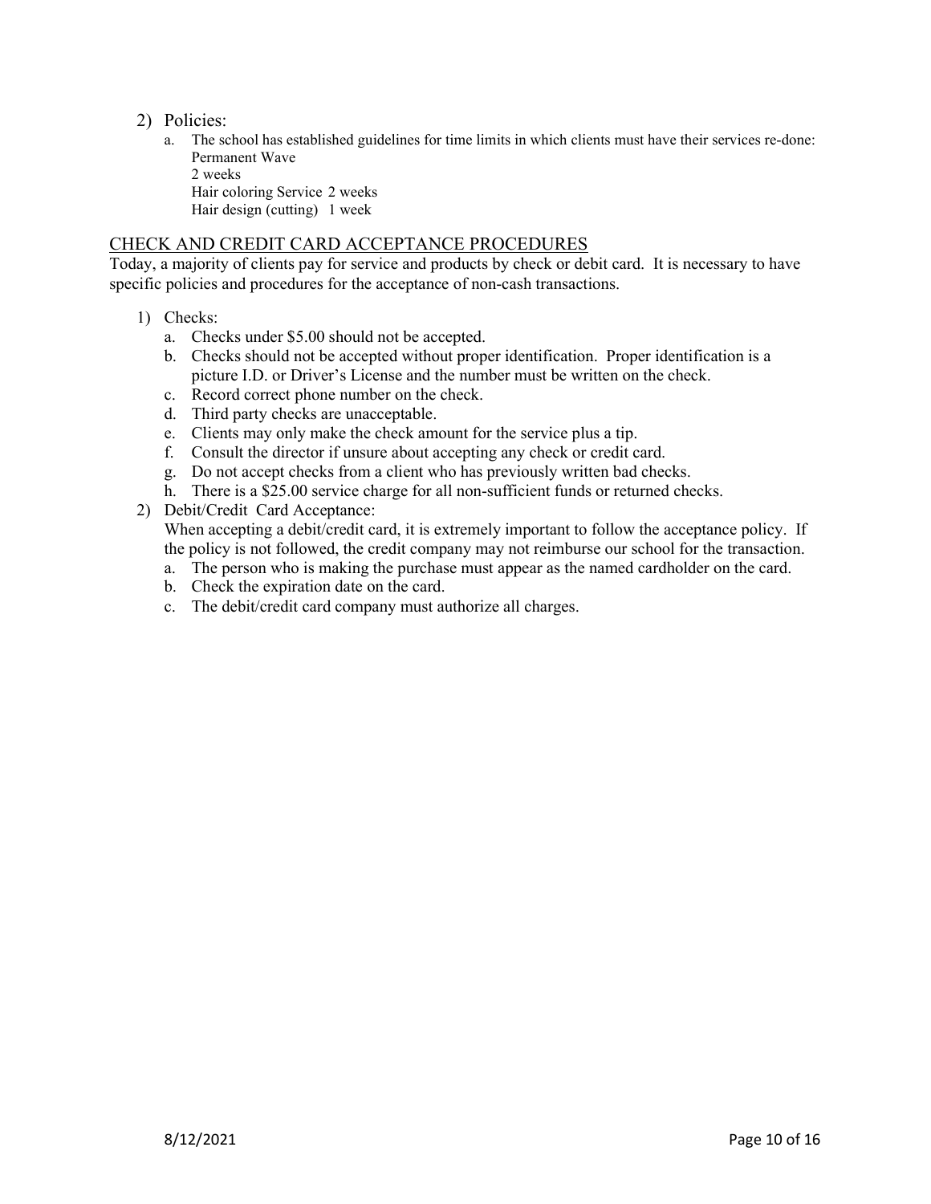2) Policies:
   a. The school has established guidelines for time limits in which clients must have their services re-done:
      Permanent Wave
      2 weeks
      Hair coloring Service 2 weeks
      Hair design (cutting) 1 week

## CHECK AND CREDIT CARD ACCEPTANCE PROCEDURES

Today, a majority of clients pay for service and products by check or debit card. It is necessary to have specific policies and procedures for the acceptance of non-cash transactions.

1) Checks:
   a. Checks under $5.00 should not be accepted.
   b. Checks should not be accepted without proper identification. Proper identification is a picture I.D. or Driver's License and the number must be written on the check.
   c. Record correct phone number on the check.
   d. Third party checks are unacceptable.
   e. Clients may only make the check amount for the service plus a tip.
   f. Consult the director if unsure about accepting any check or credit card.
   g. Do not accept checks from a client who has previously written bad checks.
   h. There is a $25.00 service charge for all non-sufficient funds or returned checks.
2) Debit/Credit Card Acceptance:
   When accepting a debit/credit card, it is extremely important to follow the acceptance policy. If the policy is not followed, the credit company may not reimburse our school for the transaction.
   a. The person who is making the purchase must appear as the named cardholder on the card.
   b. Check the expiration date on the card.
   c. The debit/credit card company must authorize all charges.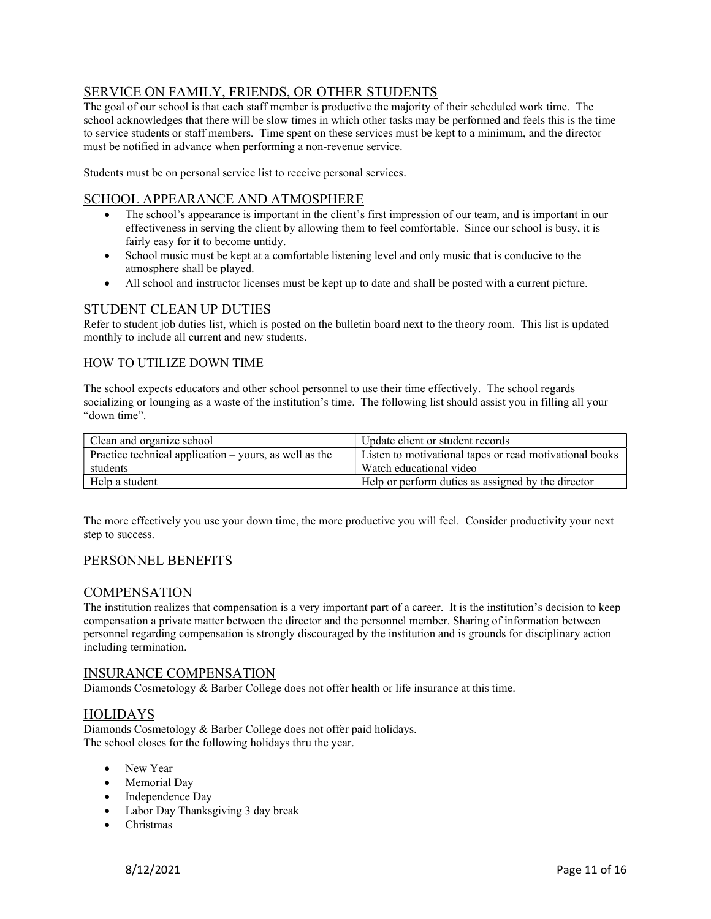## SERVICE ON FAMILY, FRIENDS, OR OTHER STUDENTS

The goal of our school is that each staff member is productive the majority of their scheduled work time. The school acknowledges that there will be slow times in which other tasks may be performed and feels this is the time to service students or staff members. Time spent on these services must be kept to a minimum, and the director must be notified in advance when performing a non-revenue service.

Students must be on personal service list to receive personal services.

## SCHOOL APPEARANCE AND ATMOSPHERE

- The school's appearance is important in the client's first impression of our team, and is important in our effectiveness in serving the client by allowing them to feel comfortable. Since our school is busy, it is fairly easy for it to become untidy.
- School music must be kept at a comfortable listening level and only music that is conducive to the atmosphere shall be played.
- All school and instructor licenses must be kept up to date and shall be posted with a current picture.

## STUDENT CLEAN UP DUTIES

Refer to student job duties list, which is posted on the bulletin board next to the theory room. This list is updated monthly to include all current and new students.

### HOW TO UTILIZE DOWN TIME

The school expects educators and other school personnel to use their time effectively. The school regards socializing or lounging as a waste of the institution's time. The following list should assist you in filling all your "down time".

| | |
|---|---|
| Clean and organize school | Update client or student records |
| Practice technical application – yours, as well as the students | Listen to motivational tapes or read motivational books<br>Watch educational video |
| Help a student | Help or perform duties as assigned by the director |

The more effectively you use your down time, the more productive you will feel. Consider productivity your next step to success.

## PERSONNEL BENEFITS

## COMPENSATION

The institution realizes that compensation is a very important part of a career. It is the institution's decision to keep compensation a private matter between the director and the personnel member. Sharing of information between personnel regarding compensation is strongly discouraged by the institution and is grounds for disciplinary action including termination.

## INSURANCE COMPENSATION

Diamonds Cosmetology & Barber College does not offer health or life insurance at this time.

## HOLIDAYS

Diamonds Cosmetology & Barber College does not offer paid holidays.
The school closes for the following holidays thru the year.

- New Year
- Memorial Day
- Independence Day
- Labor Day Thanksgiving 3 day break
- Christmas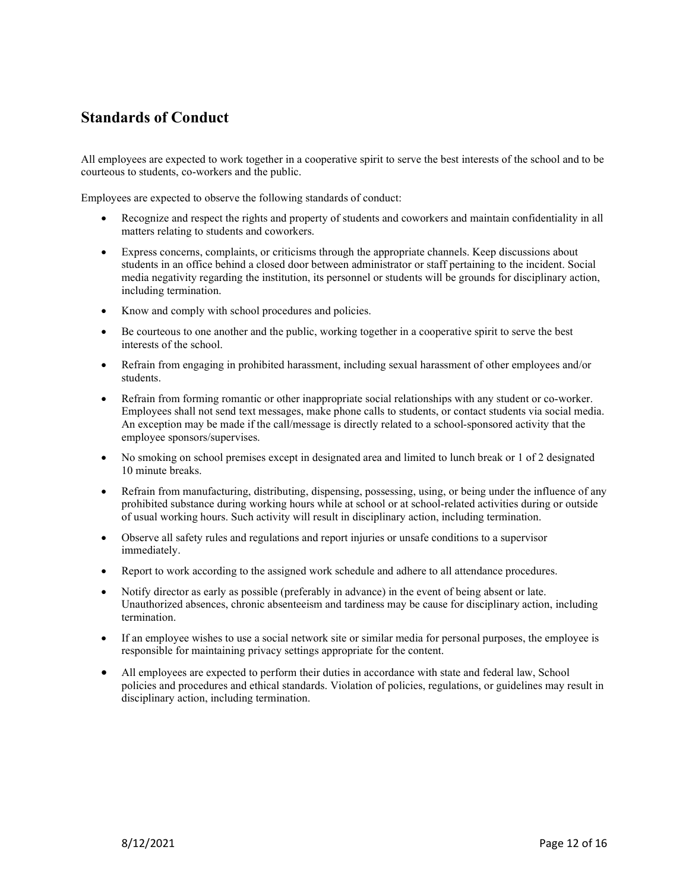## Standards of Conduct

All employees are expected to work together in a cooperative spirit to serve the best interests of the school and to be courteous to students, co-workers and the public.

Employees are expected to observe the following standards of conduct:

- Recognize and respect the rights and property of students and coworkers and maintain confidentiality in all matters relating to students and coworkers.
- Express concerns, complaints, or criticisms through the appropriate channels. Keep discussions about students in an office behind a closed door between administrator or staff pertaining to the incident. Social media negativity regarding the institution, its personnel or students will be grounds for disciplinary action, including termination.
- Know and comply with school procedures and policies.
- Be courteous to one another and the public, working together in a cooperative spirit to serve the best interests of the school.
- Refrain from engaging in prohibited harassment, including sexual harassment of other employees and/or students.
- Refrain from forming romantic or other inappropriate social relationships with any student or co-worker. Employees shall not send text messages, make phone calls to students, or contact students via social media. An exception may be made if the call/message is directly related to a school-sponsored activity that the employee sponsors/supervises.
- No smoking on school premises except in designated area and limited to lunch break or 1 of 2 designated 10 minute breaks.
- Refrain from manufacturing, distributing, dispensing, possessing, using, or being under the influence of any prohibited substance during working hours while at school or at school-related activities during or outside of usual working hours. Such activity will result in disciplinary action, including termination.
- Observe all safety rules and regulations and report injuries or unsafe conditions to a supervisor immediately.
- Report to work according to the assigned work schedule and adhere to all attendance procedures.
- Notify director as early as possible (preferably in advance) in the event of being absent or late. Unauthorized absences, chronic absenteeism and tardiness may be cause for disciplinary action, including termination.
- If an employee wishes to use a social network site or similar media for personal purposes, the employee is responsible for maintaining privacy settings appropriate for the content.
- All employees are expected to perform their duties in accordance with state and federal law, School policies and procedures and ethical standards. Violation of policies, regulations, or guidelines may result in disciplinary action, including termination.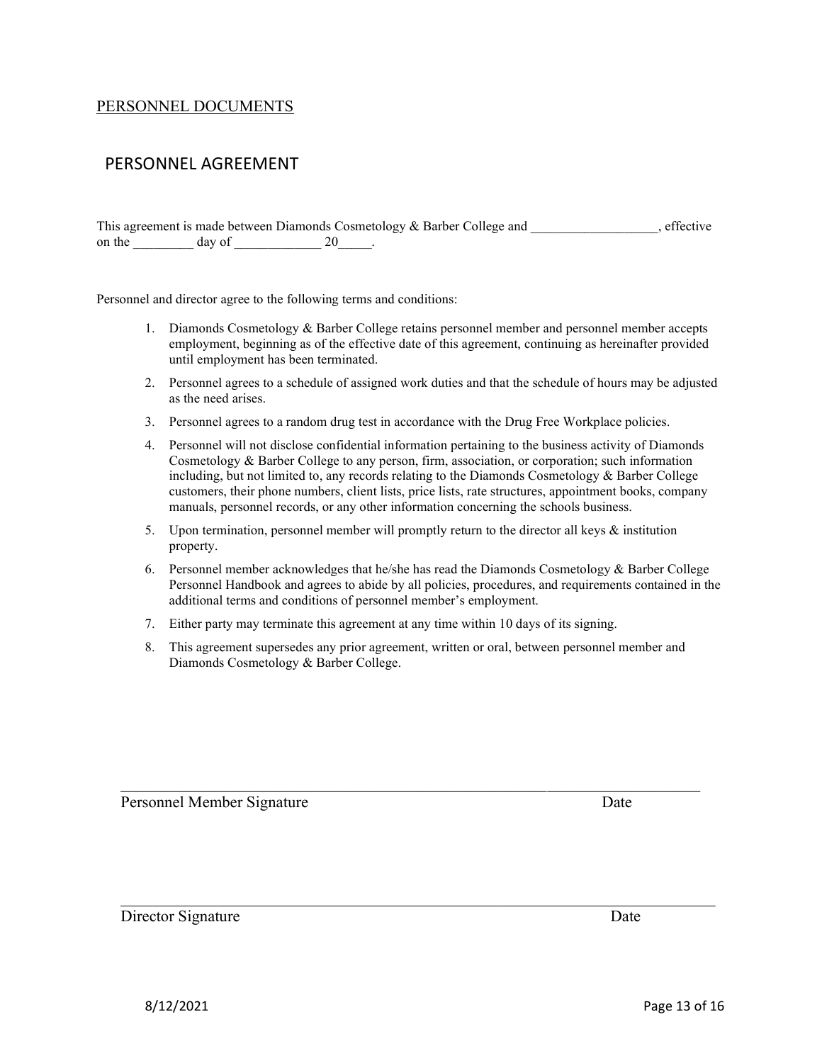PERSONNEL DOCUMENTS

## PERSONNEL AGREEMENT

This agreement is made between Diamonds Cosmetology & Barber College and ___________________, effective on the _________ day of _____________ 20_____.

Personnel and director agree to the following terms and conditions:

1. Diamonds Cosmetology & Barber College retains personnel member and personnel member accepts employment, beginning as of the effective date of this agreement, continuing as hereinafter provided until employment has been terminated.
2. Personnel agrees to a schedule of assigned work duties and that the schedule of hours may be adjusted as the need arises.
3. Personnel agrees to a random drug test in accordance with the Drug Free Workplace policies.
4. Personnel will not disclose confidential information pertaining to the business activity of Diamonds Cosmetology & Barber College to any person, firm, association, or corporation; such information including, but not limited to, any records relating to the Diamonds Cosmetology & Barber College customers, their phone numbers, client lists, price lists, rate structures, appointment books, company manuals, personnel records, or any other information concerning the schools business.
5. Upon termination, personnel member will promptly return to the director all keys & institution property.
6. Personnel member acknowledges that he/she has read the Diamonds Cosmetology & Barber College Personnel Handbook and agrees to abide by all policies, procedures, and requirements contained in the additional terms and conditions of personnel member's employment.
7. Either party may terminate this agreement at any time within 10 days of its signing.
8. This agreement supersedes any prior agreement, written or oral, between personnel member and Diamonds Cosmetology & Barber College.

_______________________________________________________________________

Personnel Member Signature Date

_______________________________________________________________________

Director Signature Date

8/12/2021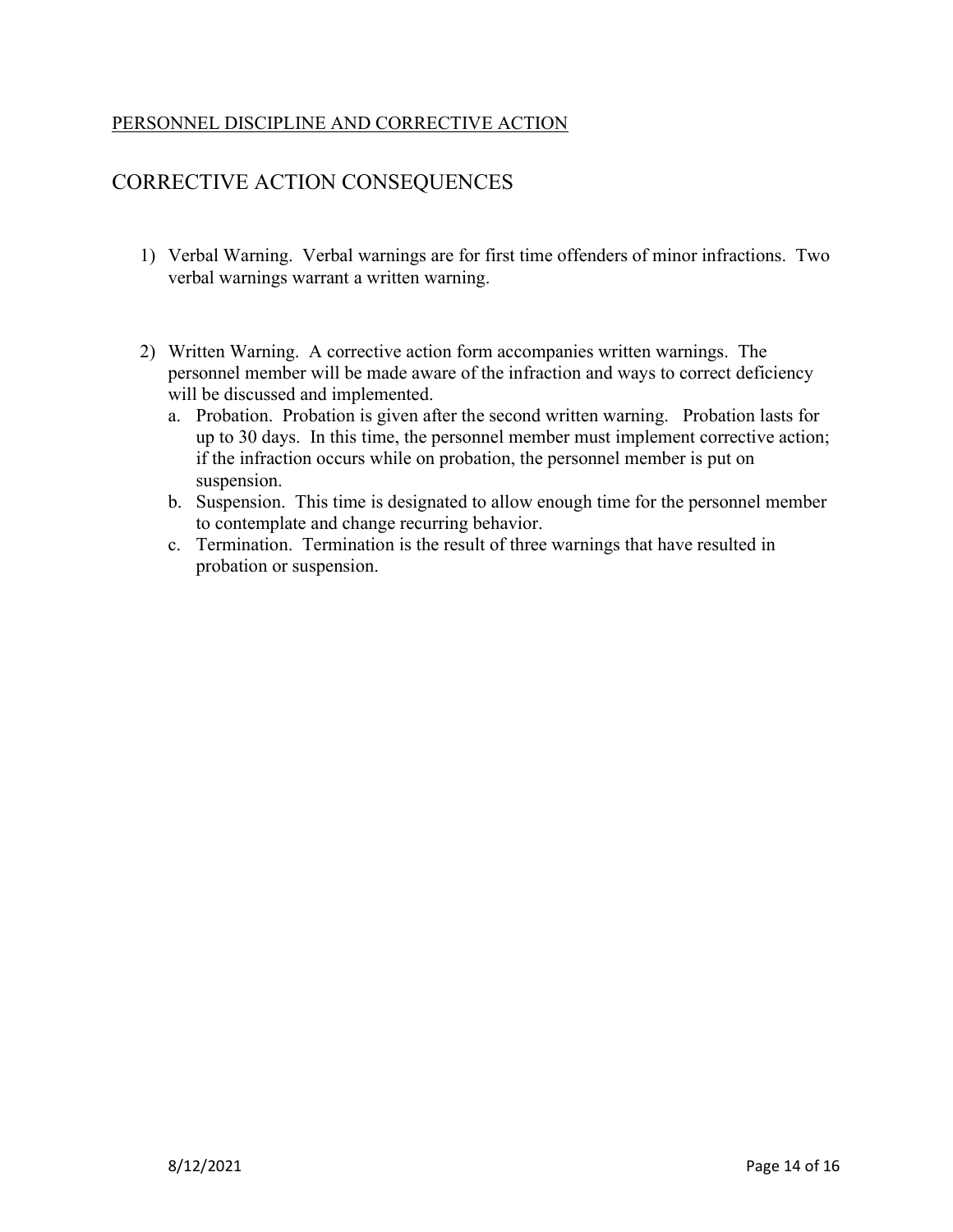PERSONNEL DISCIPLINE AND CORRECTIVE ACTION

## CORRECTIVE ACTION CONSEQUENCES

1) Verbal Warning. Verbal warnings are for first time offenders of minor infractions. Two verbal warnings warrant a written warning.

2) Written Warning. A corrective action form accompanies written warnings. The personnel member will be made aware of the infraction and ways to correct deficiency will be discussed and implemented.
   a. Probation. Probation is given after the second written warning. Probation lasts for up to 30 days. In this time, the personnel member must implement corrective action; if the infraction occurs while on probation, the personnel member is put on suspension.
   b. Suspension. This time is designated to allow enough time for the personnel member to contemplate and change recurring behavior.
   c. Termination. Termination is the result of three warnings that have resulted in probation or suspension.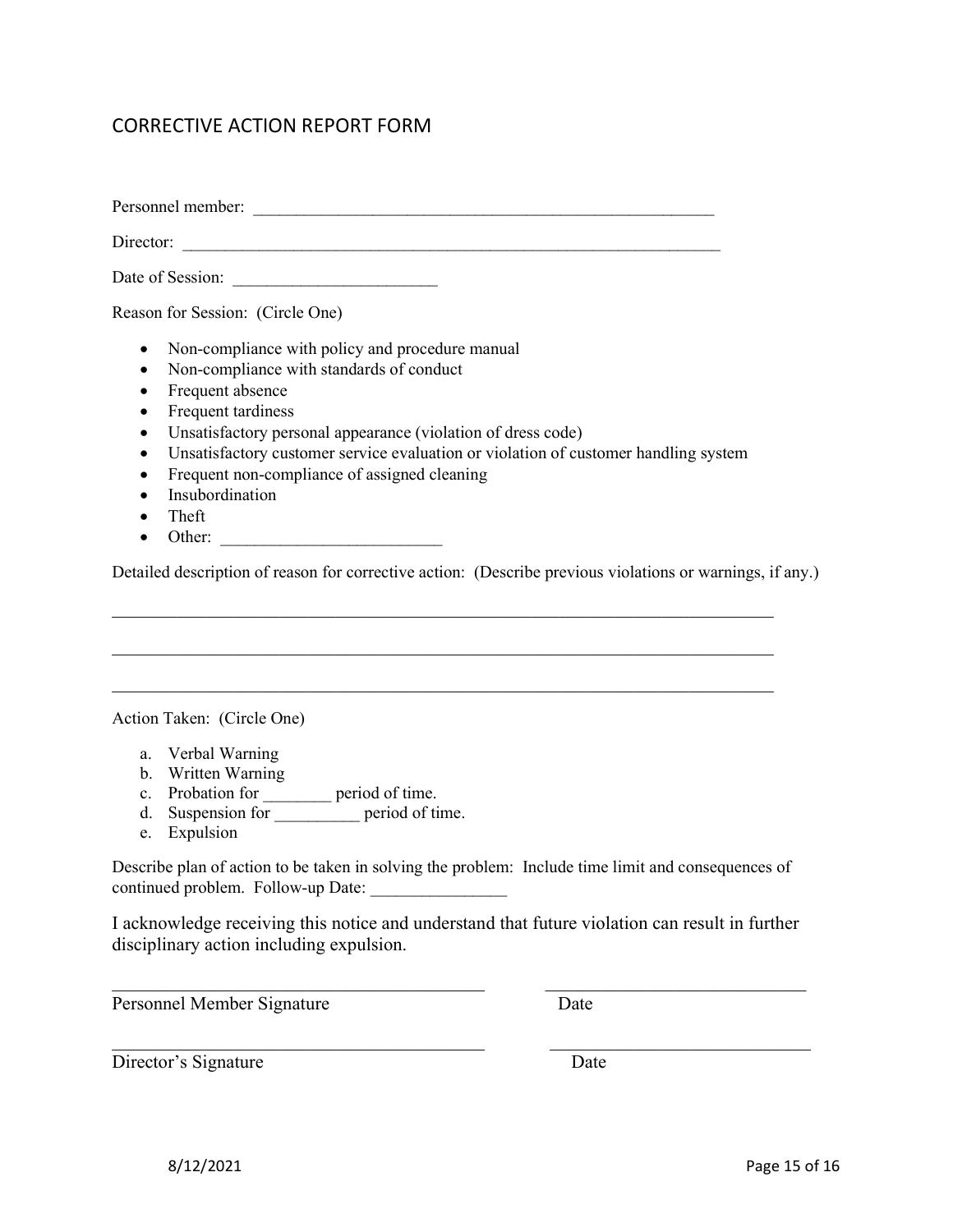# CORRECTIVE ACTION REPORT FORM

Personnel member: ________________________________________________________

Director: ____________________________________________________________________

Date of Session: ________________________

Reason for Session: (Circle One)

- Non-compliance with policy and procedure manual
- Non-compliance with standards of conduct
- Frequent absence
- Frequent tardiness
- Unsatisfactory personal appearance (violation of dress code)
- Unsatisfactory customer service evaluation or violation of customer handling system
- Frequent non-compliance of assigned cleaning
- Insubordination
- Theft
- Other: __________________________

Detailed description of reason for corrective action: (Describe previous violations or warnings, if any.)

_______________________________________________________________________________

_______________________________________________________________________________

_______________________________________________________________________________

Action Taken: (Circle One)

a. Verbal Warning
b. Written Warning
c. Probation for ________ period of time.
d. Suspension for __________ period of time.
e. Expulsion

Describe plan of action to be taken in solving the problem: Include time limit and consequences of continued problem. Follow-up Date: ________________

I acknowledge receiving this notice and understand that future violation can result in further disciplinary action including expulsion.

__________________________________________ ______________________________

Personnel Member Signature Date

__________________________________________ ______________________________

Director's Signature Date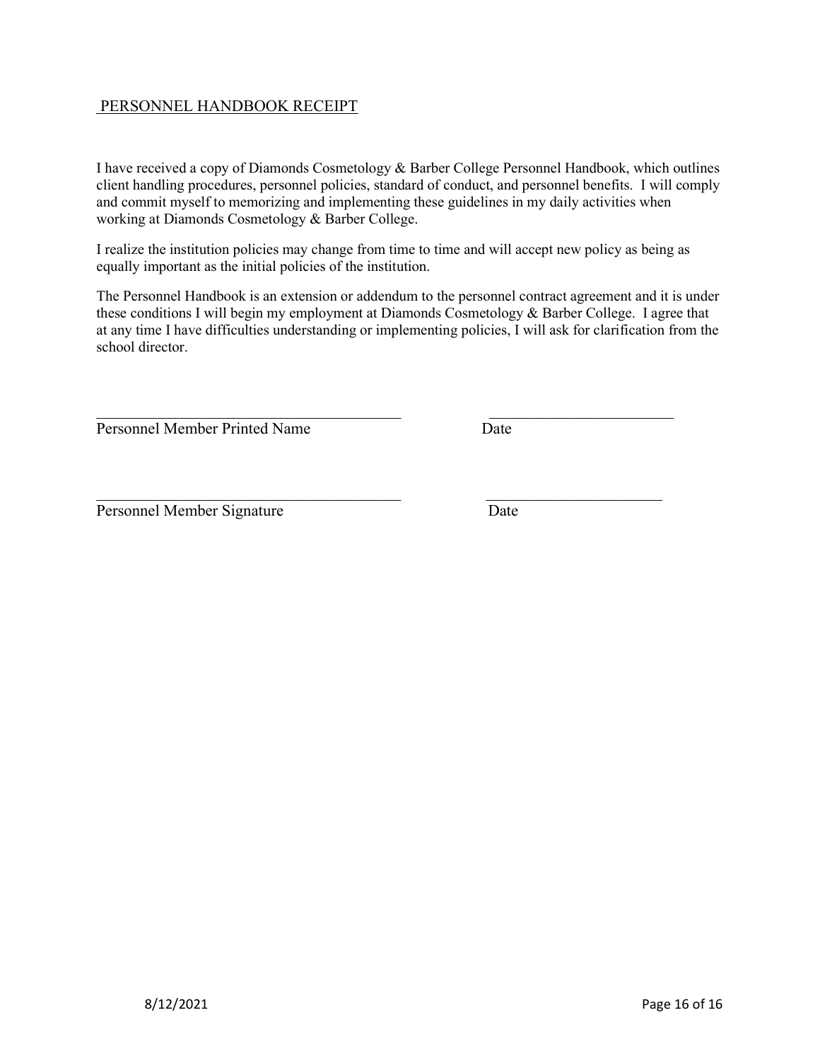## PERSONNEL HANDBOOK RECEIPT

I have received a copy of Diamonds Cosmetology & Barber College Personnel Handbook, which outlines client handling procedures, personnel policies, standard of conduct, and personnel benefits. I will comply and commit myself to memorizing and implementing these guidelines in my daily activities when working at Diamonds Cosmetology & Barber College.

I realize the institution policies may change from time to time and will accept new policy as being as equally important as the initial policies of the institution.

The Personnel Handbook is an extension or addendum to the personnel contract agreement and it is under these conditions I will begin my employment at Diamonds Cosmetology & Barber College. I agree that at any time I have difficulties understanding or implementing policies, I will ask for clarification from the school director.

\_\_\_\_\_\_\_\_\_\_\_\_\_\_\_\_\_\_\_\_\_\_\_\_\_\_\_\_\_\_\_\_\_\_\_\_\_\_\_\_ \_\_\_\_\_\_\_\_\_\_\_\_\_\_\_\_\_\_\_\_\_\_\_\_\_

Personnel Member Printed Name Date

\_\_\_\_\_\_\_\_\_\_\_\_\_\_\_\_\_\_\_\_\_\_\_\_\_\_\_\_\_\_\_\_\_\_\_\_\_\_\_\_ \_\_\_\_\_\_\_\_\_\_\_\_\_\_\_\_\_\_\_\_\_\_\_\_\_

Personnel Member Signature Date